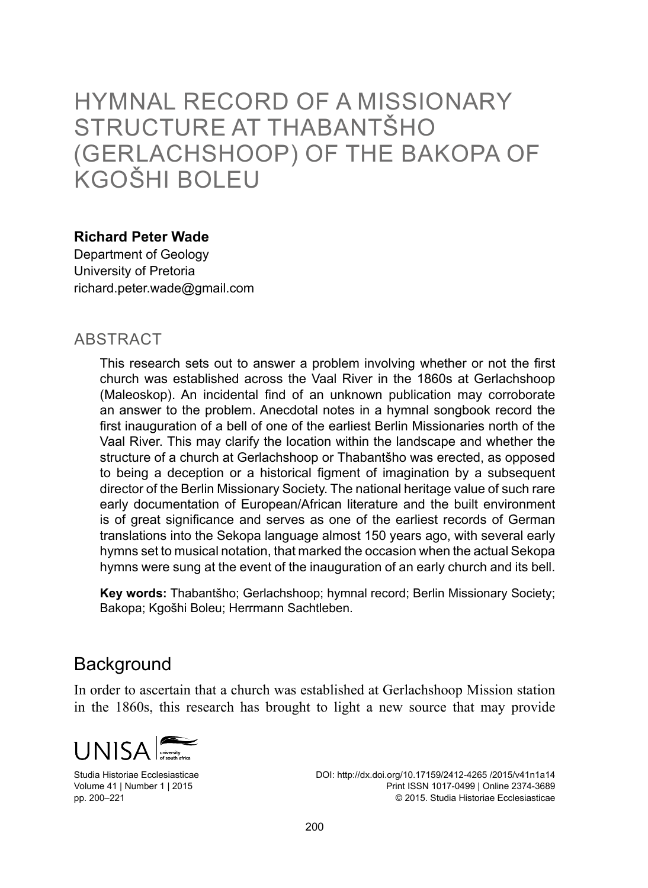# HYMNAL RECORD OF A MISSIONARY STRUCTURE AT THABANTŠHO (GERLACHSHOOP) OF THE BAKOPA OF KGOŠHI BOLEU

**Richard Peter Wade**
Department of Geology
University of Pretoria
richard.peter.wade@gmail.com

## ABSTRACT

This research sets out to answer a problem involving whether or not the first church was established across the Vaal River in the 1860s at Gerlachshoop (Maleoskop). An incidental find of an unknown publication may corroborate an answer to the problem. Anecdotal notes in a hymnal songbook record the first inauguration of a bell of one of the earliest Berlin Missionaries north of the Vaal River. This may clarify the location within the landscape and whether the structure of a church at Gerlachshoop or Thabantšho was erected, as opposed to being a deception or a historical figment of imagination by a subsequent director of the Berlin Missionary Society. The national heritage value of such rare early documentation of European/African literature and the built environment is of great significance and serves as one of the earliest records of German translations into the Sekopa language almost 150 years ago, with several early hymns set to musical notation, that marked the occasion when the actual Sekopa hymns were sung at the event of the inauguration of an early church and its bell.

**Key words:** Thabantšho; Gerlachshoop; hymnal record; Berlin Missionary Society; Bakopa; Kgošhi Boleu; Herrmann Sachtleben.

## Background

In order to ascertain that a church was established at Gerlachshoop Mission station in the 1860s, this research has brought to light a new source that may provide

Studia Historiae Ecclesiasticae
Volume 41 | Number 1 | 2015
pp. 200–221

DOI: http://dx.doi.org/10.17159/2412-4265 /2015/v41n1a14
Print ISSN 1017-0499 | Online 2374-3689
© 2015. Studia Historiae Ecclesiasticae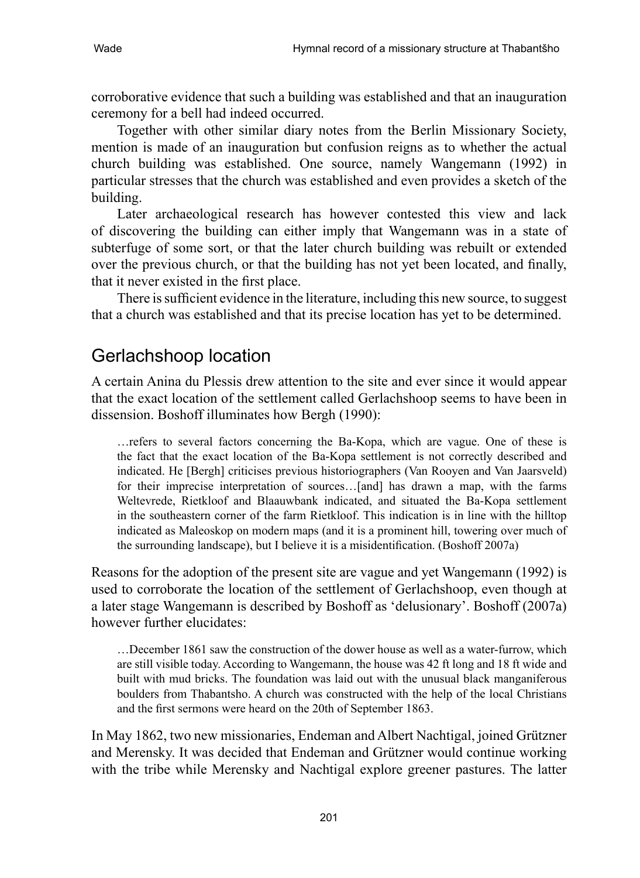corroborative evidence that such a building was established and that an inauguration ceremony for a bell had indeed occurred.

Together with other similar diary notes from the Berlin Missionary Society, mention is made of an inauguration but confusion reigns as to whether the actual church building was established. One source, namely Wangemann (1992) in particular stresses that the church was established and even provides a sketch of the building.

Later archaeological research has however contested this view and lack of discovering the building can either imply that Wangemann was in a state of subterfuge of some sort, or that the later church building was rebuilt or extended over the previous church, or that the building has not yet been located, and finally, that it never existed in the first place.

There is sufficient evidence in the literature, including this new source, to suggest that a church was established and that its precise location has yet to be determined.

## Gerlachshoop location

A certain Anina du Plessis drew attention to the site and ever since it would appear that the exact location of the settlement called Gerlachshoop seems to have been in dissension. Boshoff illuminates how Bergh (1990):

> …refers to several factors concerning the Ba-Kopa, which are vague. One of these is the fact that the exact location of the Ba-Kopa settlement is not correctly described and indicated. He [Bergh] criticises previous historiographers (Van Rooyen and Van Jaarsveld) for their imprecise interpretation of sources…[and] has drawn a map, with the farms Weltevrede, Rietkloof and Blaauwbank indicated, and situated the Ba-Kopa settlement in the southeastern corner of the farm Rietkloof. This indication is in line with the hilltop indicated as Maleoskop on modern maps (and it is a prominent hill, towering over much of the surrounding landscape), but I believe it is a misidentification. (Boshoff 2007a)

Reasons for the adoption of the present site are vague and yet Wangemann (1992) is used to corroborate the location of the settlement of Gerlachshoop, even though at a later stage Wangemann is described by Boshoff as 'delusionary'. Boshoff (2007a) however further elucidates:

> …December 1861 saw the construction of the dower house as well as a water-furrow, which are still visible today. According to Wangemann, the house was 42 ft long and 18 ft wide and built with mud bricks. The foundation was laid out with the unusual black manganiferous boulders from Thabantsho. A church was constructed with the help of the local Christians and the first sermons were heard on the 20th of September 1863.

In May 1862, two new missionaries, Endeman and Albert Nachtigal, joined Grützner and Merensky. It was decided that Endeman and Grützner would continue working with the tribe while Merensky and Nachtigal explore greener pastures. The latter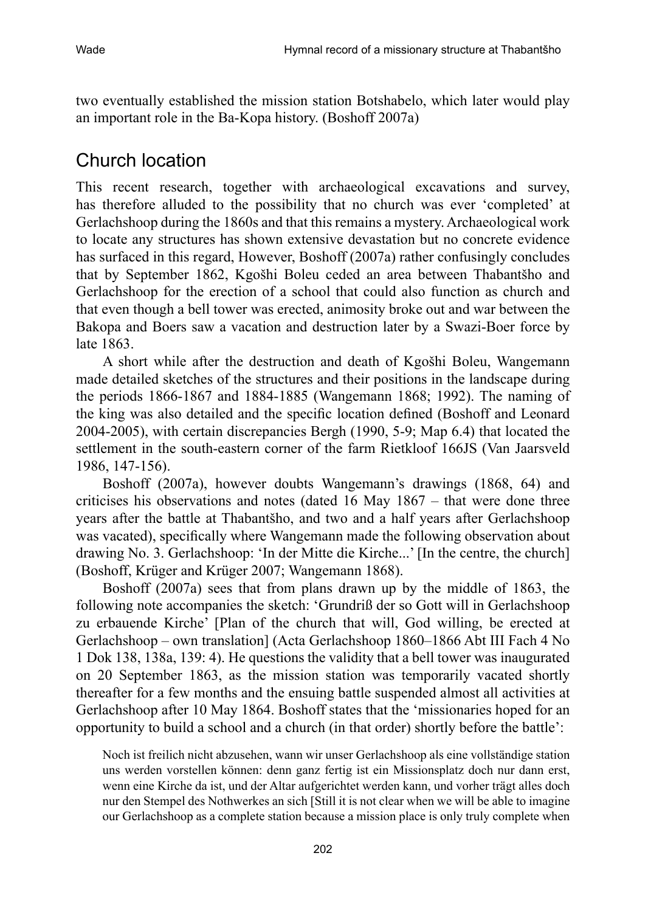two eventually established the mission station Botshabelo, which later would play an important role in the Ba-Kopa history. (Boshoff 2007a)

## Church location

This recent research, together with archaeological excavations and survey, has therefore alluded to the possibility that no church was ever 'completed' at Gerlachshoop during the 1860s and that this remains a mystery. Archaeological work to locate any structures has shown extensive devastation but no concrete evidence has surfaced in this regard, However, Boshoff (2007a) rather confusingly concludes that by September 1862, Kgošhi Boleu ceded an area between Thabantšho and Gerlachshoop for the erection of a school that could also function as church and that even though a bell tower was erected, animosity broke out and war between the Bakopa and Boers saw a vacation and destruction later by a Swazi-Boer force by late 1863.

A short while after the destruction and death of Kgošhi Boleu, Wangemann made detailed sketches of the structures and their positions in the landscape during the periods 1866-1867 and 1884-1885 (Wangemann 1868; 1992). The naming of the king was also detailed and the specific location defined (Boshoff and Leonard 2004-2005), with certain discrepancies Bergh (1990, 5-9; Map 6.4) that located the settlement in the south-eastern corner of the farm Rietkloof 166JS (Van Jaarsveld 1986, 147-156).

Boshoff (2007a), however doubts Wangemann's drawings (1868, 64) and criticises his observations and notes (dated 16 May 1867 – that were done three years after the battle at Thabantšho, and two and a half years after Gerlachshoop was vacated), specifically where Wangemann made the following observation about drawing No. 3. Gerlachshoop: 'In der Mitte die Kirche...' [In the centre, the church] (Boshoff, Krüger and Krüger 2007; Wangemann 1868).

Boshoff (2007a) sees that from plans drawn up by the middle of 1863, the following note accompanies the sketch: 'Grundriß der so Gott will in Gerlachshoop zu erbauende Kirche' [Plan of the church that will, God willing, be erected at Gerlachshoop – own translation] (Acta Gerlachshoop 1860–1866 Abt III Fach 4 No 1 Dok 138, 138a, 139: 4). He questions the validity that a bell tower was inaugurated on 20 September 1863, as the mission station was temporarily vacated shortly thereafter for a few months and the ensuing battle suspended almost all activities at Gerlachshoop after 10 May 1864. Boshoff states that the 'missionaries hoped for an opportunity to build a school and a church (in that order) shortly before the battle':

> Noch ist freilich nicht abzusehen, wann wir unser Gerlachshoop als eine vollständige station uns werden vorstellen können: denn ganz fertig ist ein Missionsplatz doch nur dann erst, wenn eine Kirche da ist, und der Altar aufgerichtet werden kann, und vorher trägt alles doch nur den Stempel des Nothwerkes an sich [Still it is not clear when we will be able to imagine our Gerlachshoop as a complete station because a mission place is only truly complete when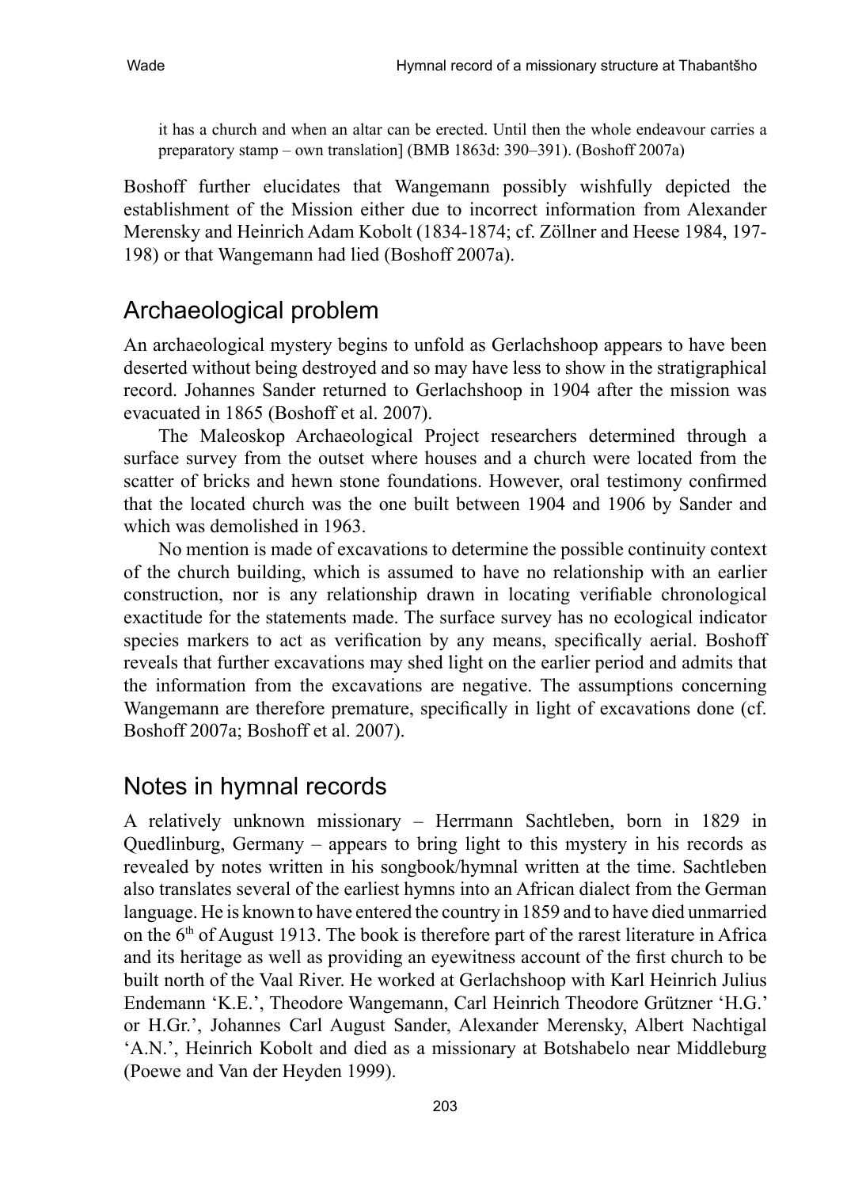it has a church and when an altar can be erected. Until then the whole endeavour carries a preparatory stamp – own translation] (BMB 1863d: 390–391). (Boshoff 2007a)

Boshoff further elucidates that Wangemann possibly wishfully depicted the establishment of the Mission either due to incorrect information from Alexander Merensky and Heinrich Adam Kobolt (1834-1874; cf. Zöllner and Heese 1984, 197-198) or that Wangemann had lied (Boshoff 2007a).

## Archaeological problem

An archaeological mystery begins to unfold as Gerlachshoop appears to have been deserted without being destroyed and so may have less to show in the stratigraphical record. Johannes Sander returned to Gerlachshoop in 1904 after the mission was evacuated in 1865 (Boshoff et al. 2007).

The Maleoskop Archaeological Project researchers determined through a surface survey from the outset where houses and a church were located from the scatter of bricks and hewn stone foundations. However, oral testimony confirmed that the located church was the one built between 1904 and 1906 by Sander and which was demolished in 1963.

No mention is made of excavations to determine the possible continuity context of the church building, which is assumed to have no relationship with an earlier construction, nor is any relationship drawn in locating verifiable chronological exactitude for the statements made. The surface survey has no ecological indicator species markers to act as verification by any means, specifically aerial. Boshoff reveals that further excavations may shed light on the earlier period and admits that the information from the excavations are negative. The assumptions concerning Wangemann are therefore premature, specifically in light of excavations done (cf. Boshoff 2007a; Boshoff et al. 2007).

## Notes in hymnal records

A relatively unknown missionary – Herrmann Sachtleben, born in 1829 in Quedlinburg, Germany – appears to bring light to this mystery in his records as revealed by notes written in his songbook/hymnal written at the time. Sachtleben also translates several of the earliest hymns into an African dialect from the German language. He is known to have entered the country in 1859 and to have died unmarried on the 6th of August 1913. The book is therefore part of the rarest literature in Africa and its heritage as well as providing an eyewitness account of the first church to be built north of the Vaal River. He worked at Gerlachshoop with Karl Heinrich Julius Endemann 'K.E.', Theodore Wangemann, Carl Heinrich Theodore Grützner 'H.G.' or H.Gr.', Johannes Carl August Sander, Alexander Merensky, Albert Nachtigal 'A.N.', Heinrich Kobolt and died as a missionary at Botshabelo near Middleburg (Poewe and Van der Heyden 1999).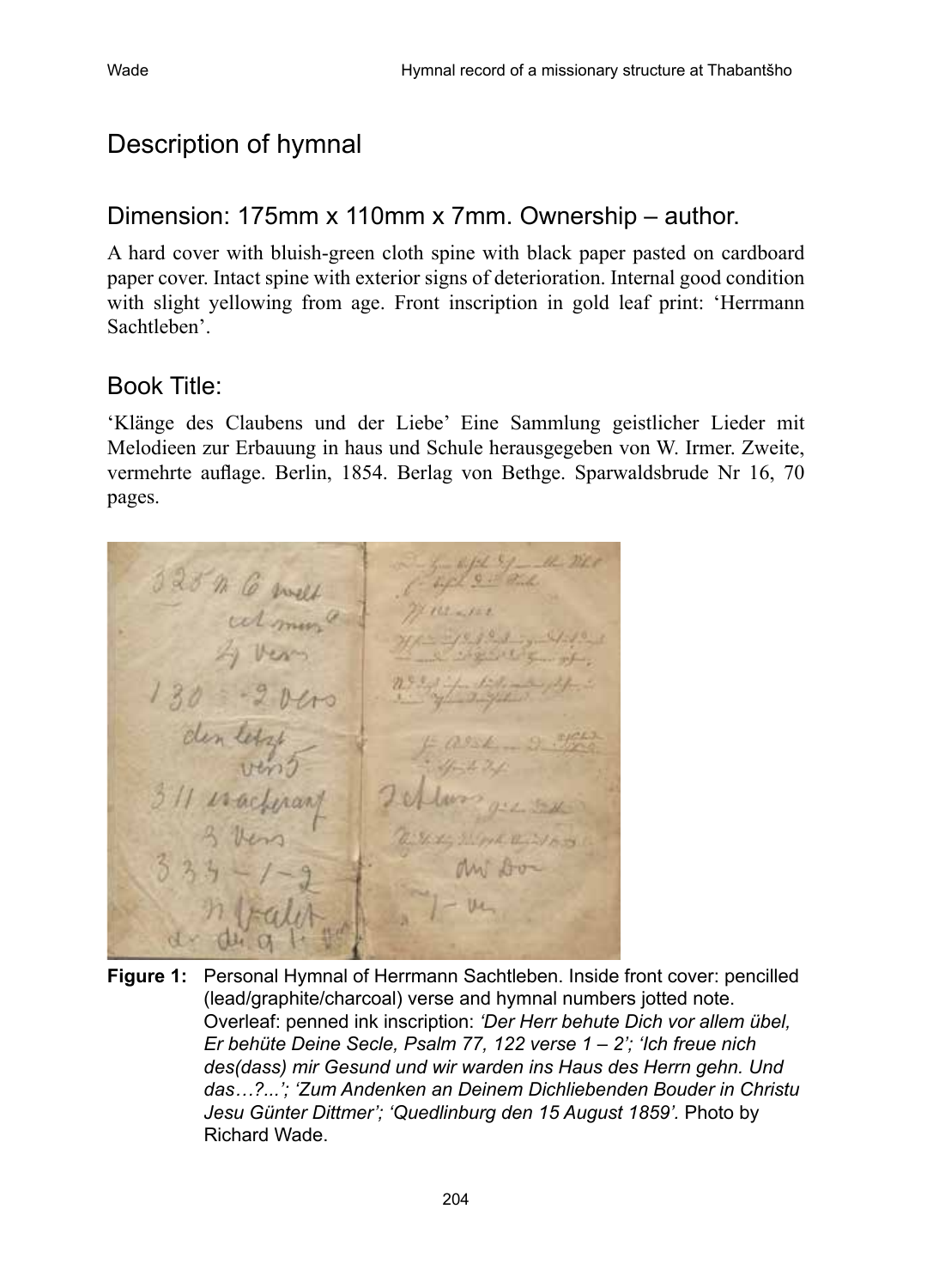## Description of hymnal

## Dimension: 175mm x 110mm x 7mm. Ownership – author.

A hard cover with bluish-green cloth spine with black paper pasted on cardboard paper cover. Intact spine with exterior signs of deterioration. Internal good condition with slight yellowing from age. Front inscription in gold leaf print: 'Herrmann Sachtleben'.

## Book Title:

'Klänge des Claubens und der Liebe' Eine Sammlung geistlicher Lieder mit Melodieen zur Erbauung in haus und Schule herausgegeben von W. Irmer. Zweite, vermehrte auflage. Berlin, 1854. Berlag von Bethge. Sparwaldsbrude Nr 16, 70 pages.

**Figure 1:** Personal Hymnal of Herrmann Sachtleben. Inside front cover: pencilled (lead/graphite/charcoal) verse and hymnal numbers jotted note. Overleaf: penned ink inscription: *'Der Herr behute Dich vor allem übel, Er behüte Deine Secle, Psalm 77, 122 verse 1 – 2'; 'Ich freue nich des(dass) mir Gesund und wir warden ins Haus des Herrn gehn. Und das…?...'; 'Zum Andenken an Deinem Dichliebenden Bouder in Christu Jesu Günter Dittmer'; 'Quedlinburg den 15 August 1859'.* Photo by Richard Wade.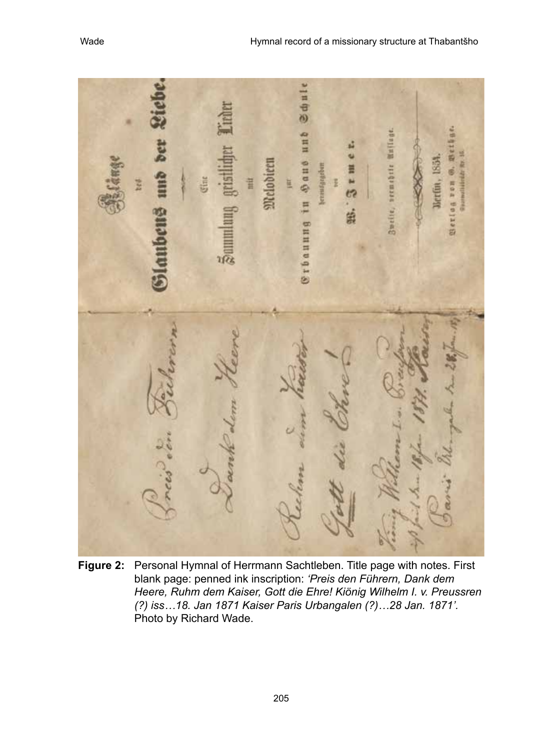**Figure 2:** Personal Hymnal of Herrmann Sachtleben. Title page with notes. First blank page: penned ink inscription: *'Preis den Führern, Dank dem Heere, Ruhm dem Kaiser, Gott die Ehre! Kiönig Wilhelm I. v. Preussren (?) iss…18. Jan 1871 Kaiser Paris Urbangalen (?)…28 Jan. 1871'.* Photo by Richard Wade.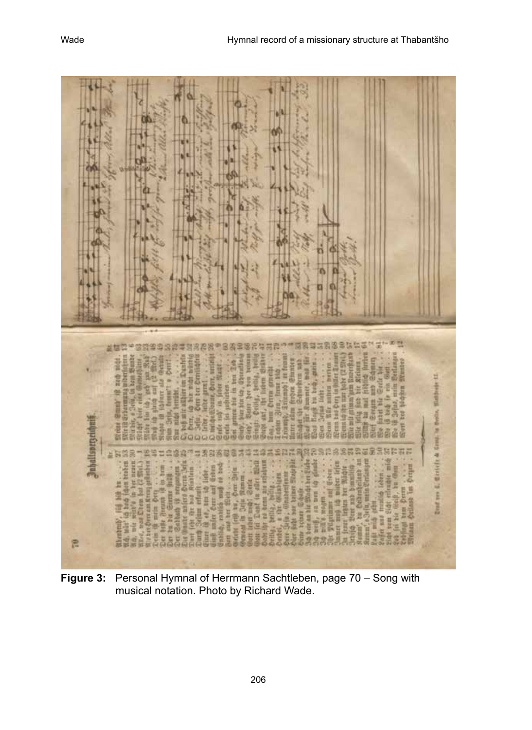**Figure 3:** Personal Hymnal of Herrmann Sachtleben, page 70 – Song with musical notation. Photo by Richard Wade.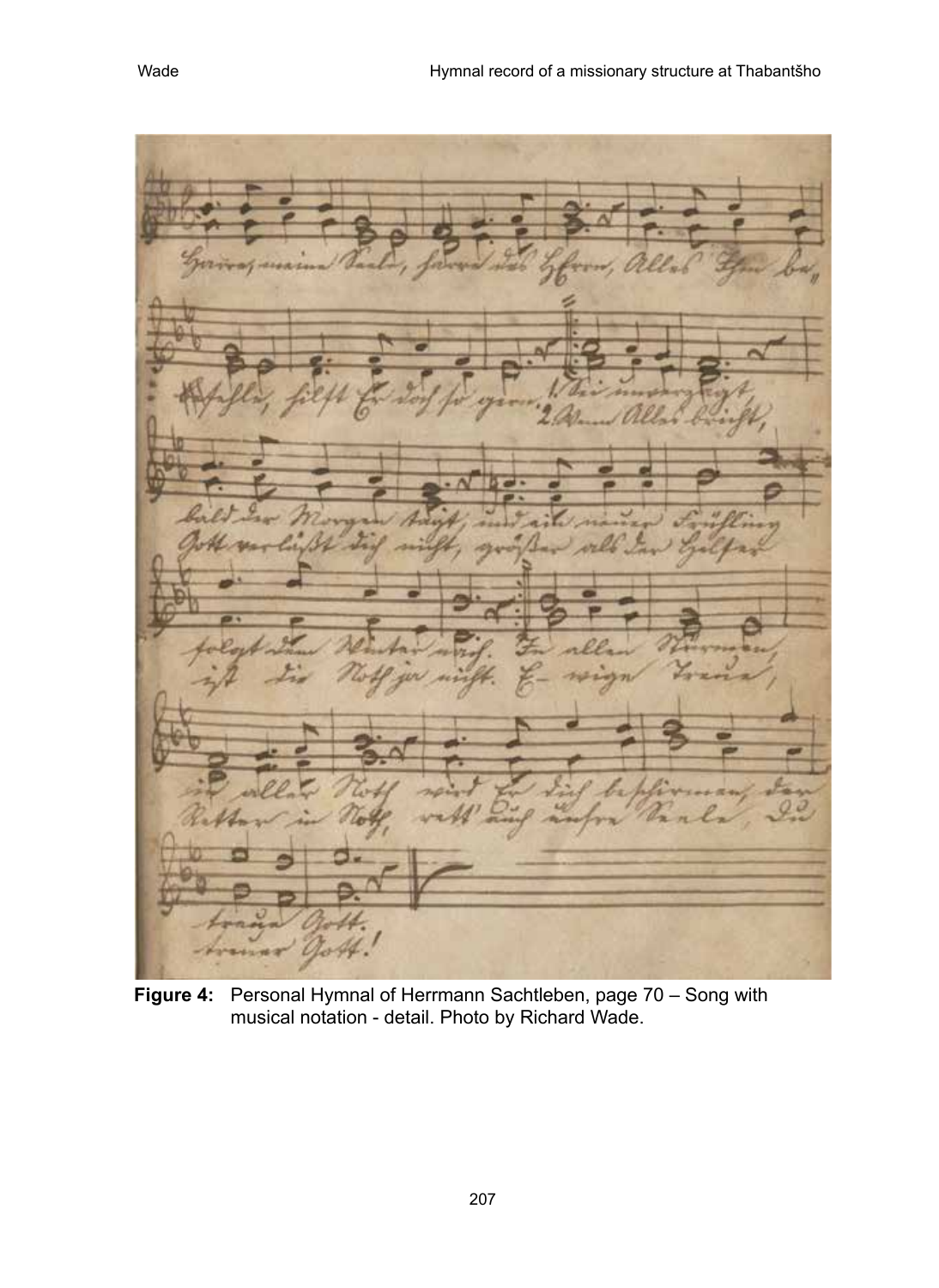**Figure 4:** Personal Hymnal of Herrmann Sachtleben, page 70 – Song with musical notation - detail. Photo by Richard Wade.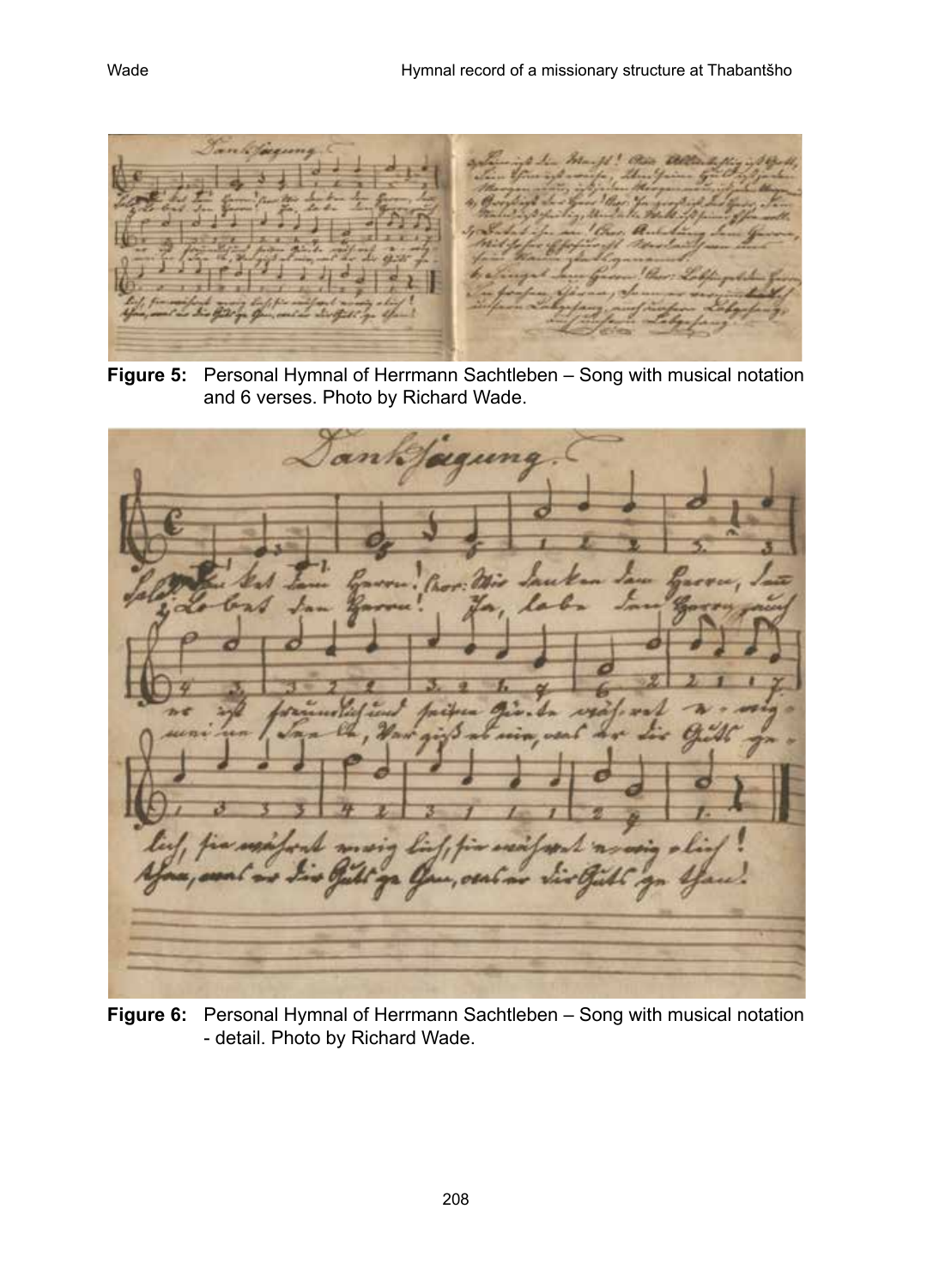**Figure 5:** Personal Hymnal of Herrmann Sachtleben – Song with musical notation and 6 verses. Photo by Richard Wade.

**Figure 6:** Personal Hymnal of Herrmann Sachtleben – Song with musical notation - detail. Photo by Richard Wade.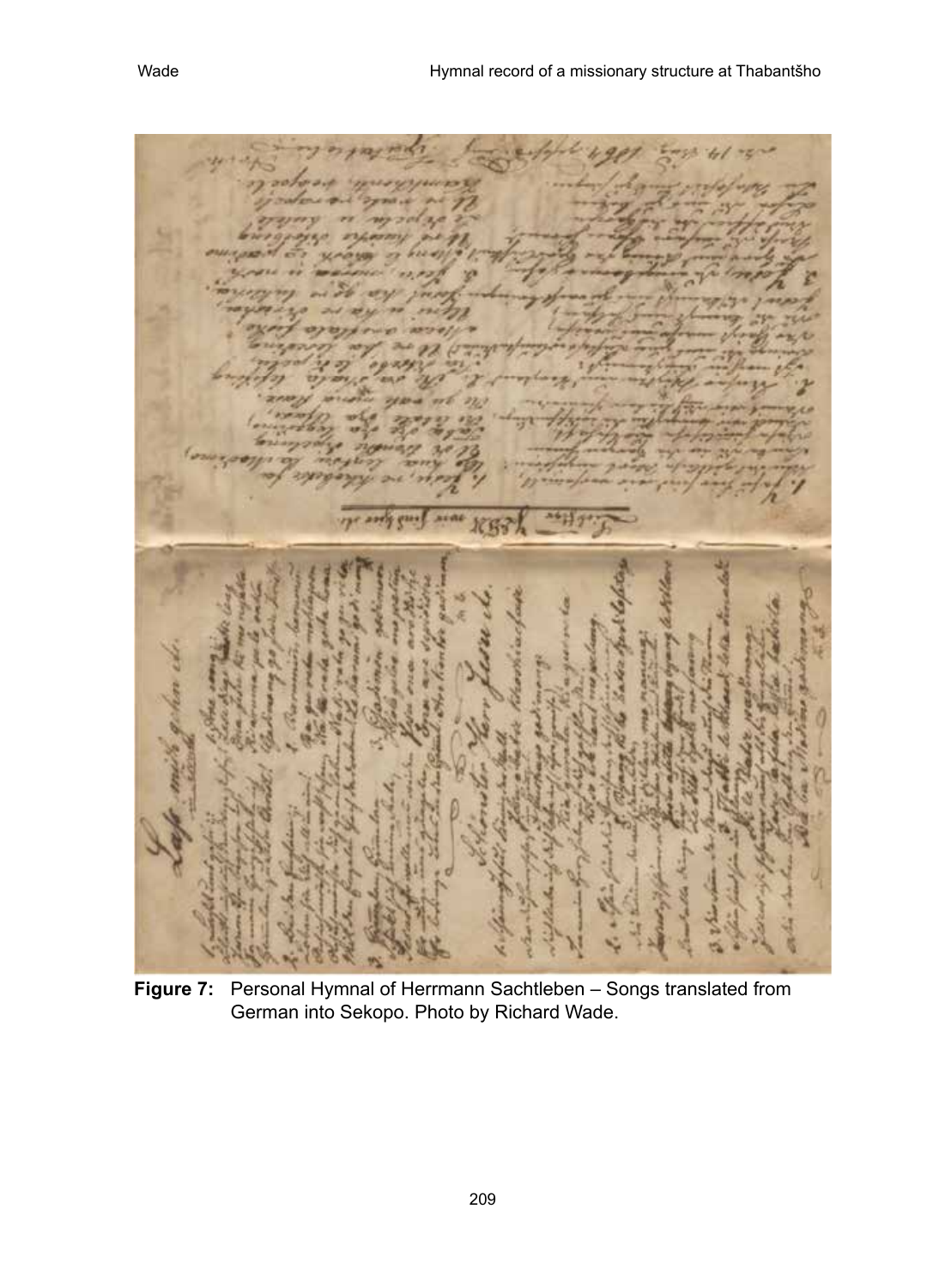**Figure 7:** Personal Hymnal of Herrmann Sachtleben – Songs translated from German into Sekopo. Photo by Richard Wade.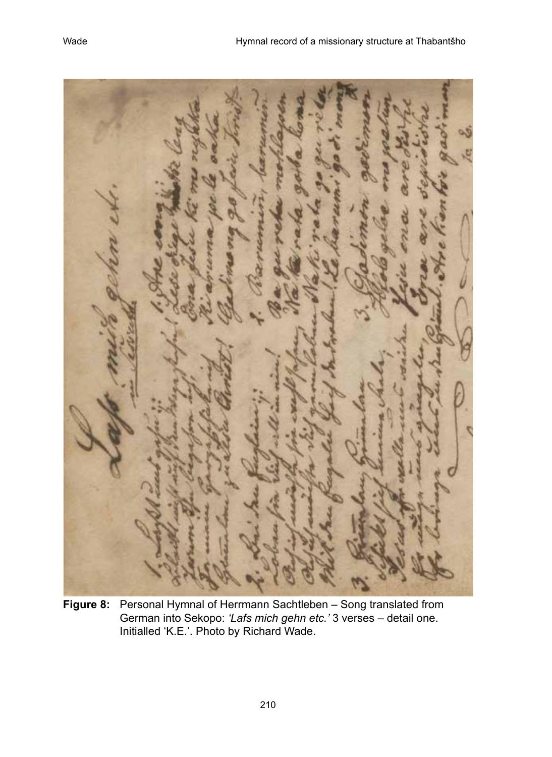**Figure 8:** Personal Hymnal of Herrmann Sachtleben – Song translated from German into Sekopo: *'Lafs mich gehn etc.'* 3 verses – detail one. Initialled 'K.E.'. Photo by Richard Wade.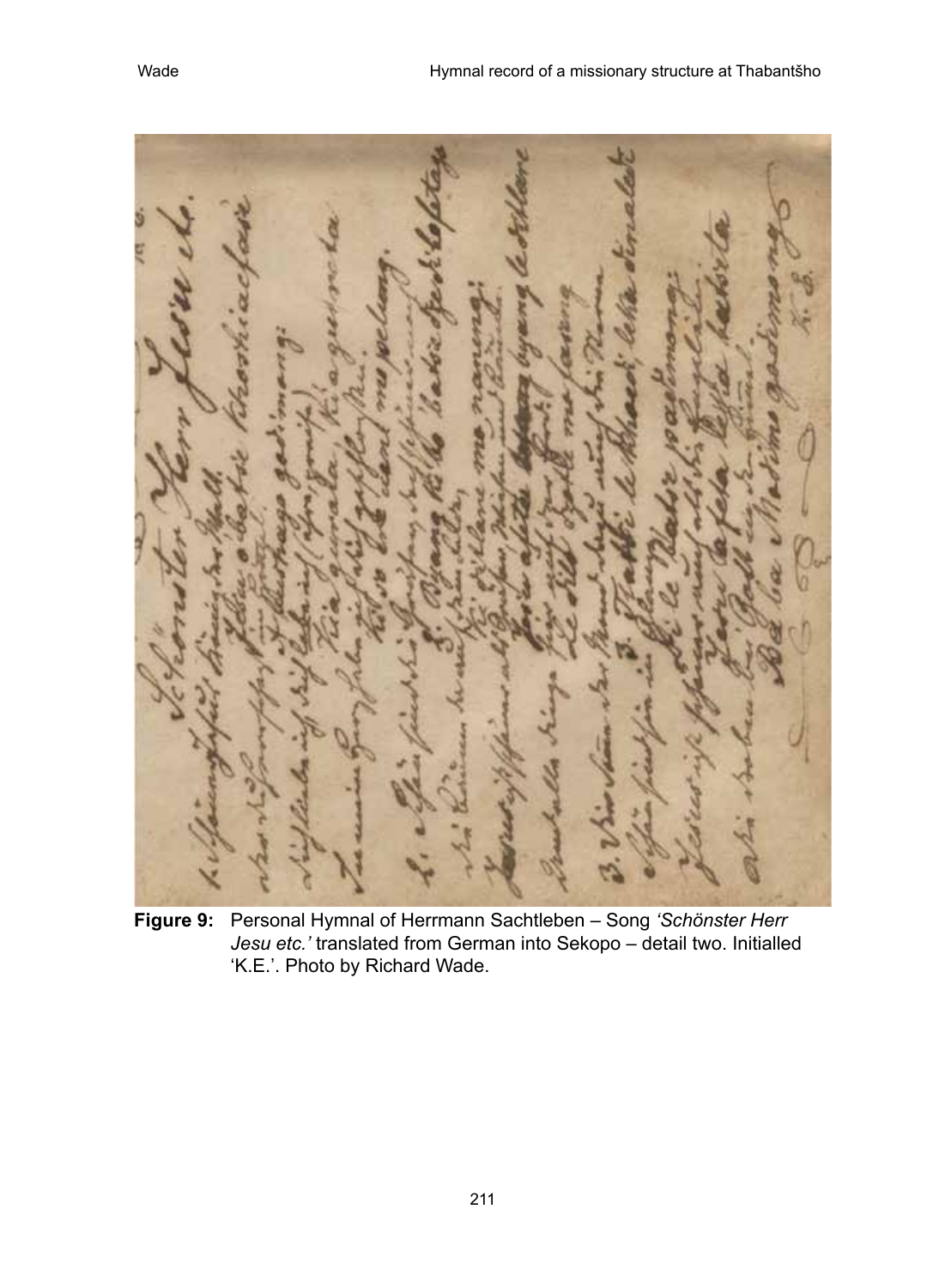**Figure 9:** Personal Hymnal of Herrmann Sachtleben – Song *'Schönster Herr Jesu etc.'* translated from German into Sekopo – detail two. Initialled 'K.E.'. Photo by Richard Wade.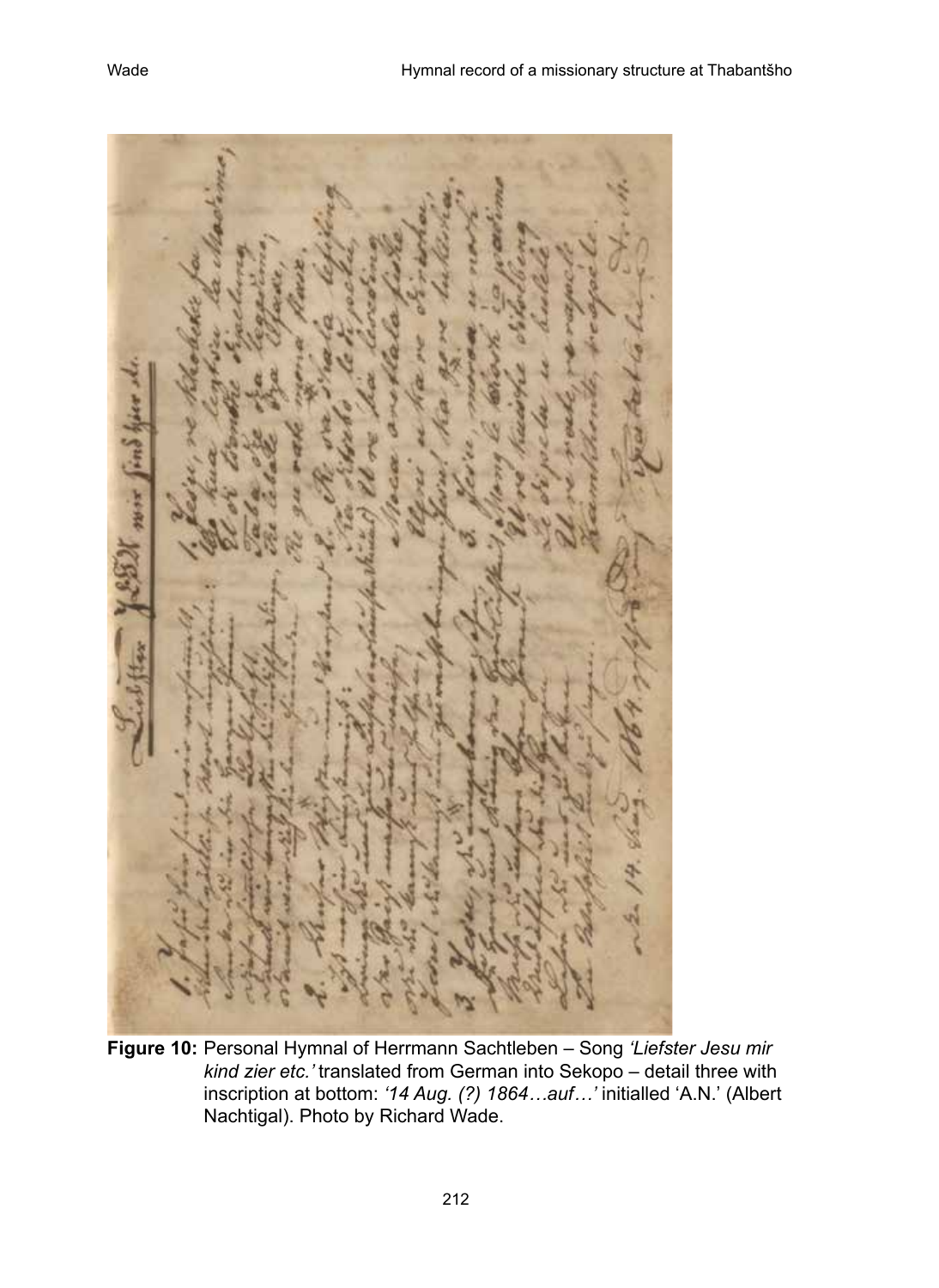**Figure 10:** Personal Hymnal of Herrmann Sachtleben – Song *'Liefster Jesu mir kind zier etc.'* translated from German into Sekopo – detail three with inscription at bottom: *'14 Aug. (?) 1864…auf…'* initialled 'A.N.' (Albert Nachtigal). Photo by Richard Wade.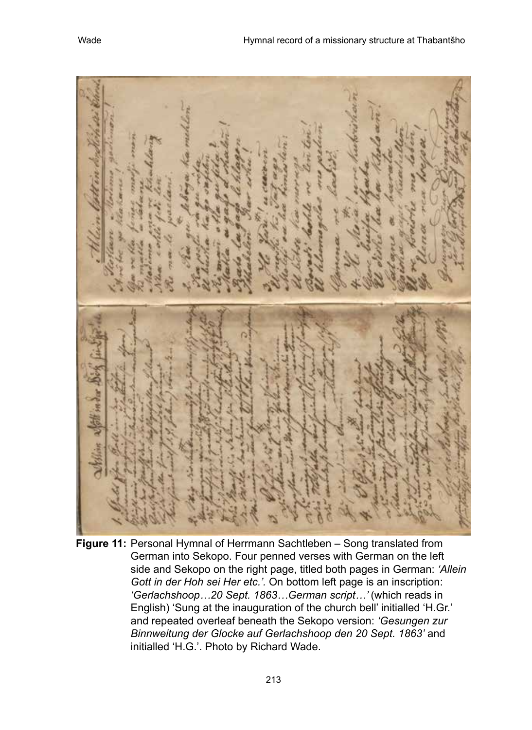**Figure 11:** Personal Hymnal of Herrmann Sachtleben – Song translated from German into Sekopo. Four penned verses with German on the left side and Sekopo on the right page, titled both pages in German: *'Allein Gott in der Hoh sei Her etc.'.* On bottom left page is an inscription: *'Gerlachshoop…20 Sept. 1863…German script…'* (which reads in English) 'Sung at the inauguration of the church bell' initialled 'H.Gr.' and repeated overleaf beneath the Sekopo version: *'Gesungen zur Binnweitung der Glocke auf Gerlachshoop den 20 Sept. 1863'* and initialled 'H.G.'. Photo by Richard Wade.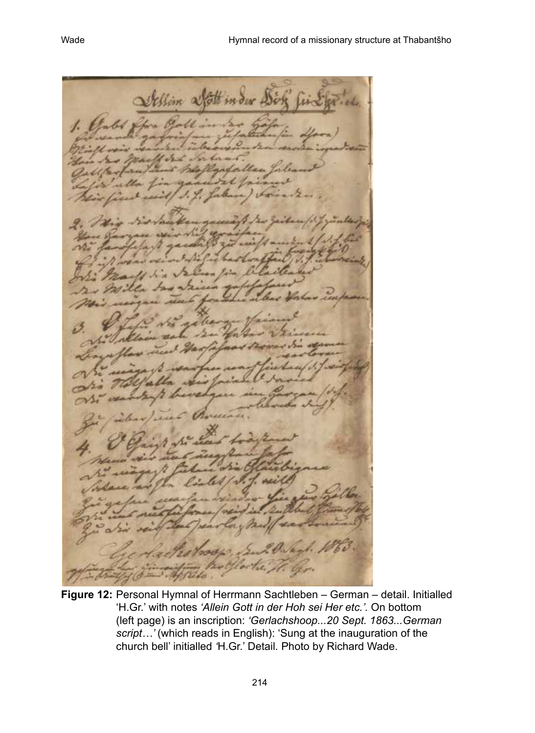**Figure 12:** Personal Hymnal of Herrmann Sachtleben – German – detail. Initialled 'H.Gr.' with notes *'Allein Gott in der Hoh sei Her etc.'.* On bottom (left page) is an inscription: *'Gerlachshoop...20 Sept. 1863...German script…'* (which reads in English): 'Sung at the inauguration of the church bell' initialled *'*H.Gr.' Detail. Photo by Richard Wade.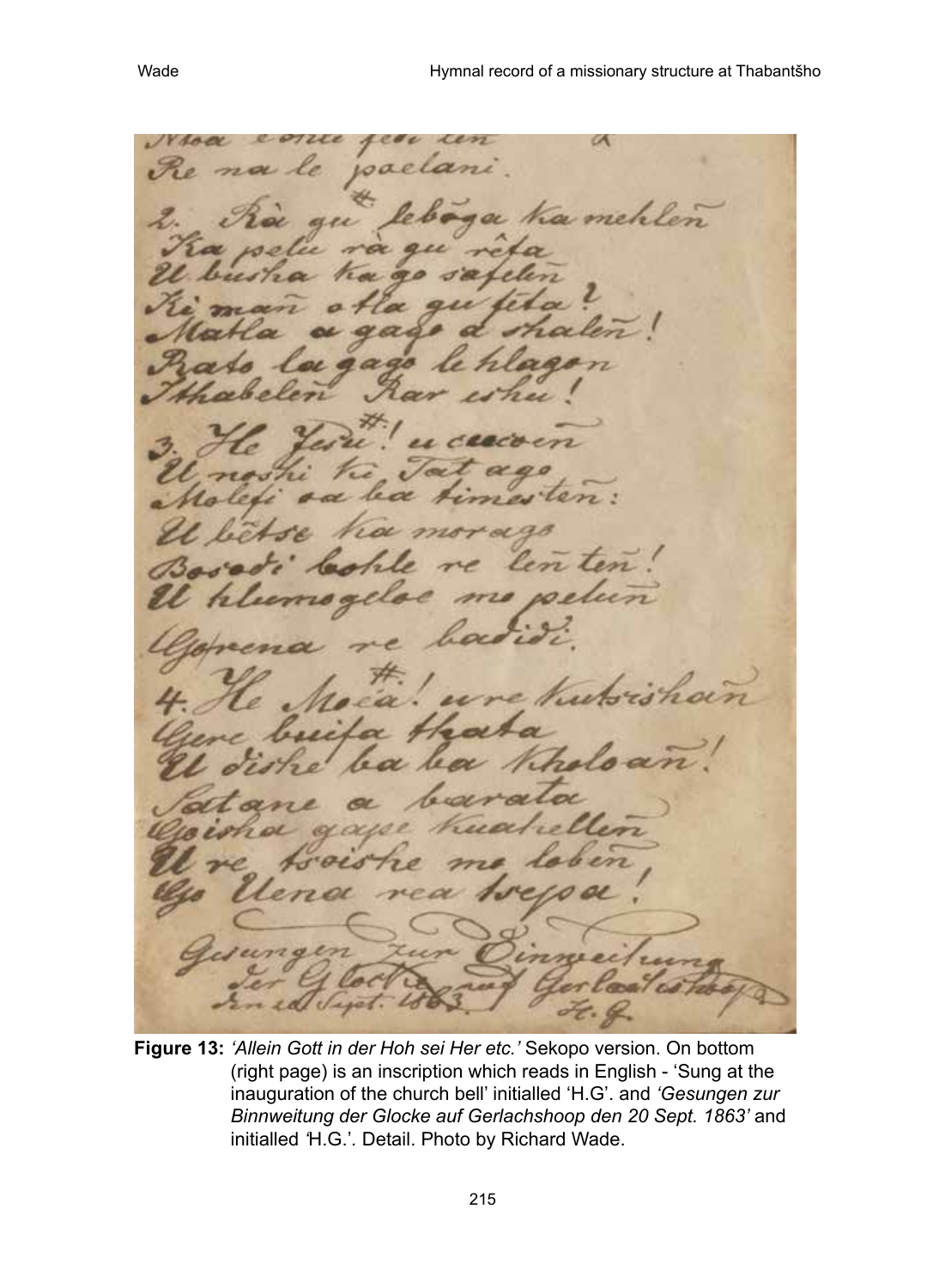**Figure 13:** *'Allein Gott in der Hoh sei Her etc.'* Sekopo version. On bottom (right page) is an inscription which reads in English - 'Sung at the inauguration of the church bell' initialled 'H.G'. and *'Gesungen zur Binnweitung der Glocke auf Gerlachshoop den 20 Sept. 1863'* and initialled *'*H.G.'. Detail. Photo by Richard Wade.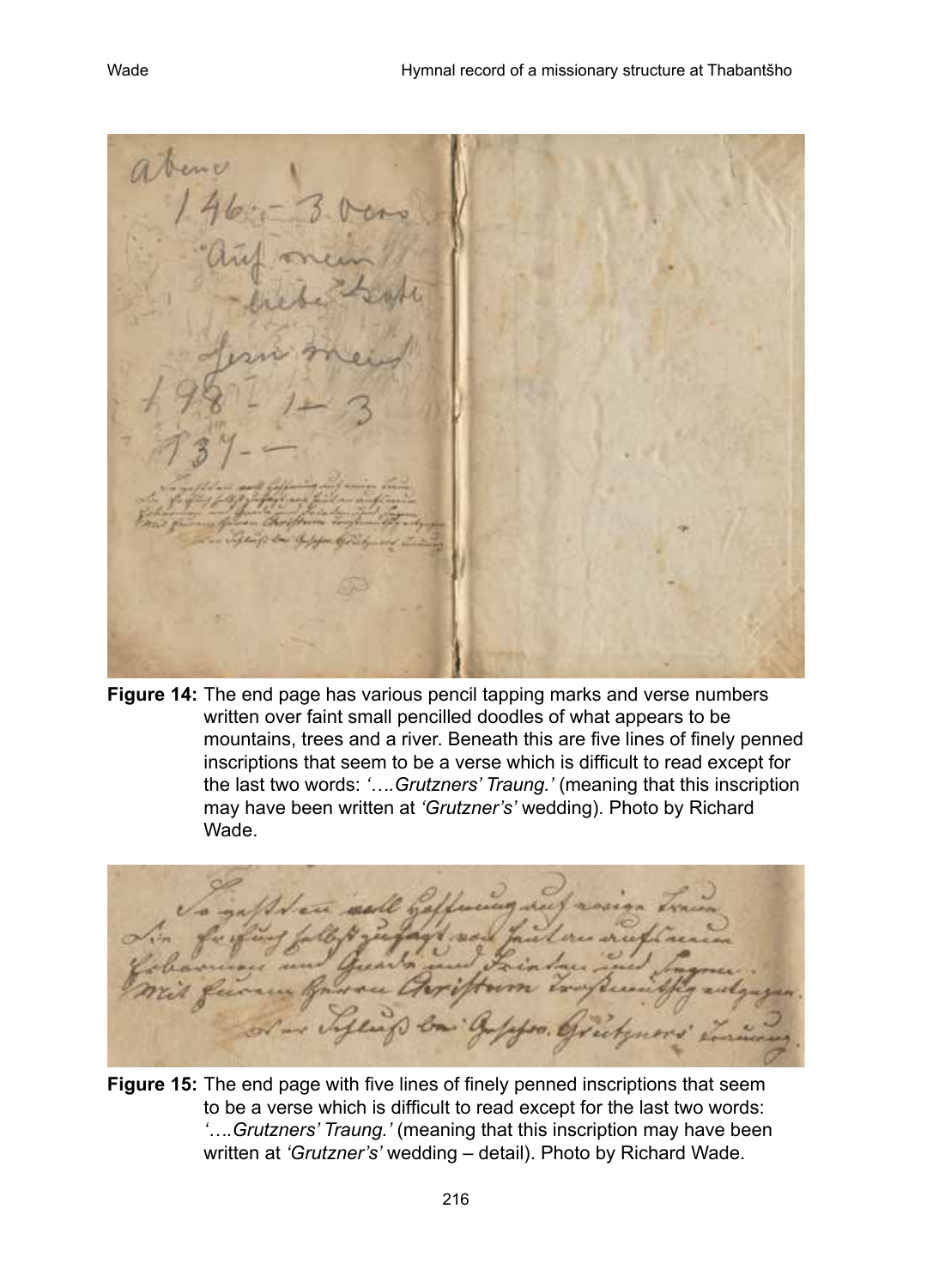**Figure 14:** The end page has various pencil tapping marks and verse numbers written over faint small pencilled doodles of what appears to be mountains, trees and a river. Beneath this are five lines of finely penned inscriptions that seem to be a verse which is difficult to read except for the last two words: *'….Grutzners' Traung.'* (meaning that this inscription may have been written at *'Grutzner's'* wedding). Photo by Richard Wade.

**Figure 15:** The end page with five lines of finely penned inscriptions that seem to be a verse which is difficult to read except for the last two words: *'….Grutzners' Traung.'* (meaning that this inscription may have been written at *'Grutzner's'* wedding – detail). Photo by Richard Wade.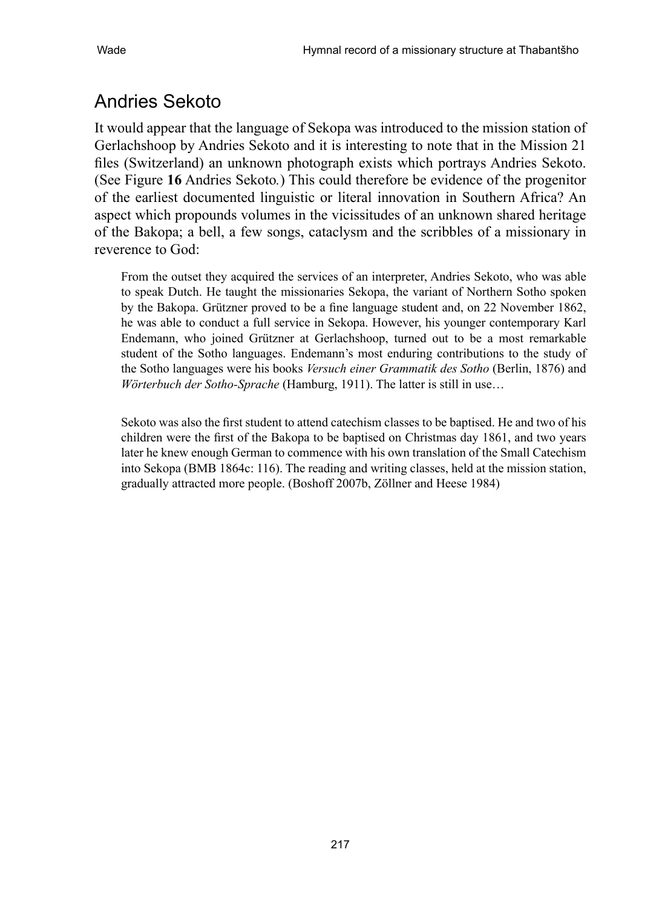## Andries Sekoto

It would appear that the language of Sekopa was introduced to the mission station of Gerlachshoop by Andries Sekoto and it is interesting to note that in the Mission 21 files (Switzerland) an unknown photograph exists which portrays Andries Sekoto. (See Figure **16** Andries Sekoto.) This could therefore be evidence of the progenitor of the earliest documented linguistic or literal innovation in Southern Africa? An aspect which propounds volumes in the vicissitudes of an unknown shared heritage of the Bakopa; a bell, a few songs, cataclysm and the scribbles of a missionary in reverence to God:

> From the outset they acquired the services of an interpreter, Andries Sekoto, who was able to speak Dutch. He taught the missionaries Sekopa, the variant of Northern Sotho spoken by the Bakopa. Grützner proved to be a fine language student and, on 22 November 1862, he was able to conduct a full service in Sekopa. However, his younger contemporary Karl Endemann, who joined Grützner at Gerlachshoop, turned out to be a most remarkable student of the Sotho languages. Endemann's most enduring contributions to the study of the Sotho languages were his books *Versuch einer Grammatik des Sotho* (Berlin, 1876) and *Wörterbuch der Sotho-Sprache* (Hamburg, 1911). The latter is still in use…
>
> Sekoto was also the first student to attend catechism classes to be baptised. He and two of his children were the first of the Bakopa to be baptised on Christmas day 1861, and two years later he knew enough German to commence with his own translation of the Small Catechism into Sekopa (BMB 1864c: 116). The reading and writing classes, held at the mission station, gradually attracted more people. (Boshoff 2007b, Zöllner and Heese 1984)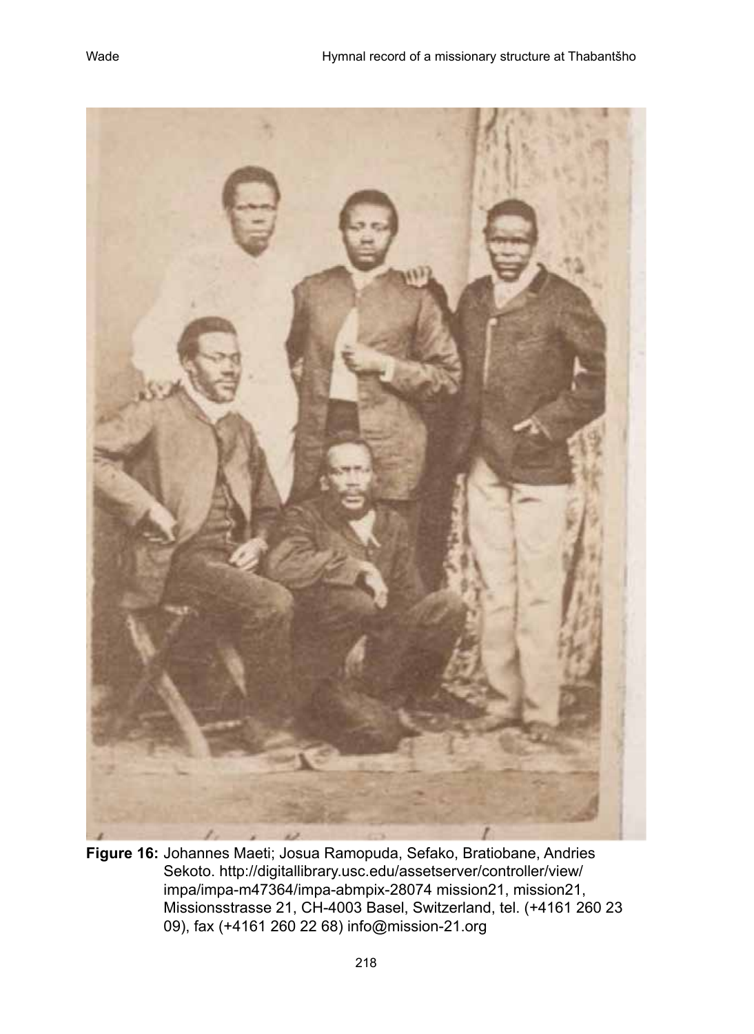**Figure 16:** Johannes Maeti; Josua Ramopuda, Sefako, Bratiobane, Andries Sekoto. http://digitallibrary.usc.edu/assetserver/controller/view/impa/impa-m47364/impa-abmpix-28074 mission21, mission21, Missionsstrasse 21, CH-4003 Basel, Switzerland, tel. (+4161 260 23 09), fax (+4161 260 22 68) info@mission-21.org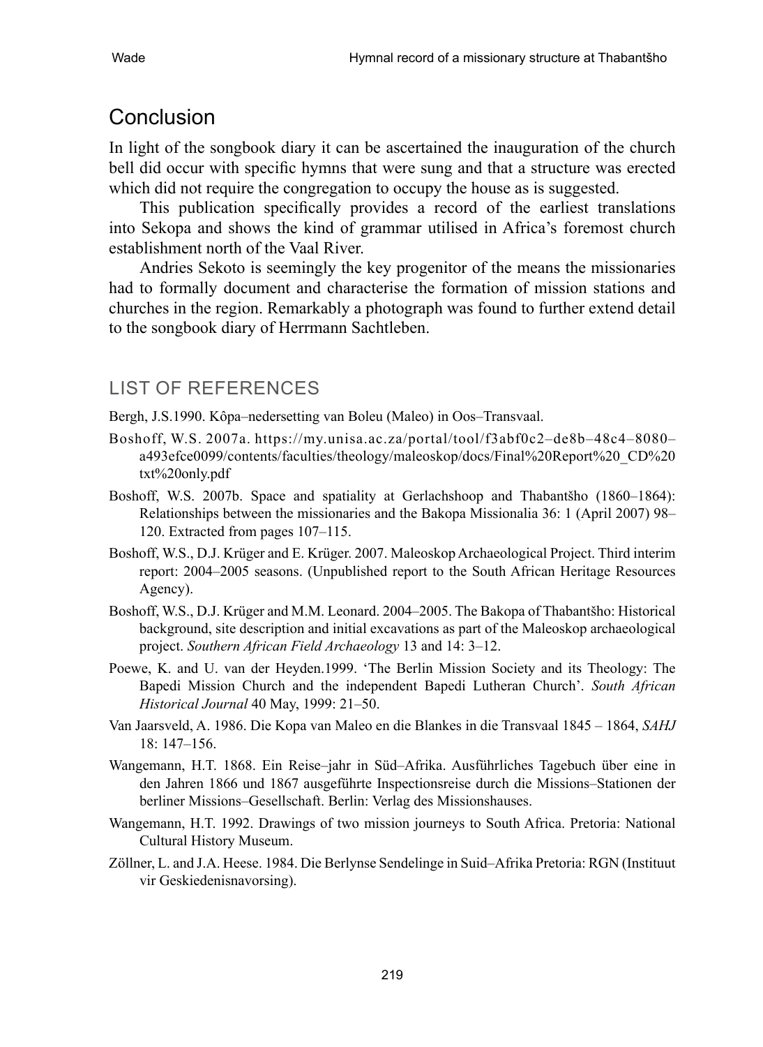## Conclusion

In light of the songbook diary it can be ascertained the inauguration of the church bell did occur with specific hymns that were sung and that a structure was erected which did not require the congregation to occupy the house as is suggested.

This publication specifically provides a record of the earliest translations into Sekopa and shows the kind of grammar utilised in Africa's foremost church establishment north of the Vaal River.

Andries Sekoto is seemingly the key progenitor of the means the missionaries had to formally document and characterise the formation of mission stations and churches in the region. Remarkably a photograph was found to further extend detail to the songbook diary of Herrmann Sachtleben.

## LIST OF REFERENCES

Bergh, J.S.1990. Kôpa–nedersetting van Boleu (Maleo) in Oos–Transvaal.

Boshoff, W.S. 2007a. https://my.unisa.ac.za/portal/tool/f3abf0c2–de8b–48c4–8080–a493efce0099/contents/faculties/theology/maleoskop/docs/Final%20Report%20_CD%20txt%20only.pdf

Boshoff, W.S. 2007b. Space and spatiality at Gerlachshoop and Thabantšho (1860–1864): Relationships between the missionaries and the Bakopa Missionalia 36: 1 (April 2007) 98–120. Extracted from pages 107–115.

Boshoff, W.S., D.J. Krüger and E. Krüger. 2007. Maleoskop Archaeological Project. Third interim report: 2004–2005 seasons. (Unpublished report to the South African Heritage Resources Agency).

Boshoff, W.S., D.J. Krüger and M.M. Leonard. 2004–2005. The Bakopa of Thabantšho: Historical background, site description and initial excavations as part of the Maleoskop archaeological project. *Southern African Field Archaeology* 13 and 14: 3–12.

Poewe, K. and U. van der Heyden.1999. 'The Berlin Mission Society and its Theology: The Bapedi Mission Church and the independent Bapedi Lutheran Church'. *South African Historical Journal* 40 May, 1999: 21–50.

Van Jaarsveld, A. 1986. Die Kopa van Maleo en die Blankes in die Transvaal 1845 – 1864, *SAHJ* 18: 147–156.

Wangemann, H.T. 1868. Ein Reise–jahr in Süd–Afrika. Ausführliches Tagebuch über eine in den Jahren 1866 und 1867 ausgeführte Inspectionsreise durch die Missions–Stationen der berliner Missions–Gesellschaft. Berlin: Verlag des Missionshauses.

Wangemann, H.T. 1992. Drawings of two mission journeys to South Africa. Pretoria: National Cultural History Museum.

Zöllner, L. and J.A. Heese. 1984. Die Berlynse Sendelinge in Suid–Afrika Pretoria: RGN (Instituut vir Geskiedenisnavorsing).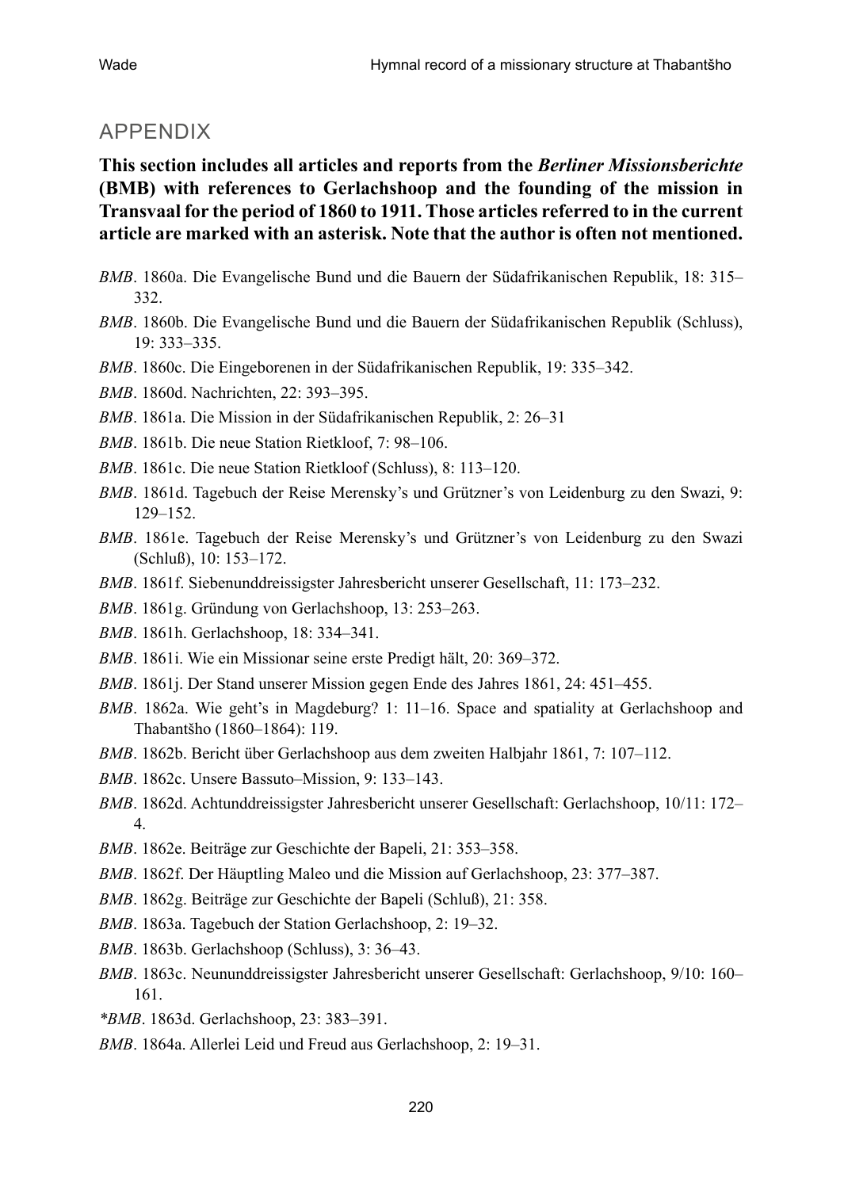## APPENDIX

**This section includes all articles and reports from the *Berliner Missionsberichte* (BMB) with references to Gerlachshoop and the founding of the mission in Transvaal for the period of 1860 to 1911. Those articles referred to in the current article are marked with an asterisk. Note that the author is often not mentioned.**

*BMB*. 1860a. Die Evangelische Bund und die Bauern der Südafrikanischen Republik, 18: 315–332.

*BMB*. 1860b. Die Evangelische Bund und die Bauern der Südafrikanischen Republik (Schluss), 19: 333–335.

*BMB*. 1860c. Die Eingeborenen in der Südafrikanischen Republik, 19: 335–342.

*BMB*. 1860d. Nachrichten, 22: 393–395.

*BMB*. 1861a. Die Mission in der Südafrikanischen Republik, 2: 26–31

*BMB*. 1861b. Die neue Station Rietkloof, 7: 98–106.

*BMB*. 1861c. Die neue Station Rietkloof (Schluss), 8: 113–120.

*BMB*. 1861d. Tagebuch der Reise Merensky's und Grützner's von Leidenburg zu den Swazi, 9: 129–152.

*BMB*. 1861e. Tagebuch der Reise Merensky's und Grützner's von Leidenburg zu den Swazi (Schluß), 10: 153–172.

*BMB*. 1861f. Siebenunddreissigster Jahresbericht unserer Gesellschaft, 11: 173–232.

*BMB*. 1861g. Gründung von Gerlachshoop, 13: 253–263.

*BMB*. 1861h. Gerlachshoop, 18: 334–341.

*BMB*. 1861i. Wie ein Missionar seine erste Predigt hält, 20: 369–372.

*BMB*. 1861j. Der Stand unserer Mission gegen Ende des Jahres 1861, 24: 451–455.

*BMB*. 1862a. Wie geht's in Magdeburg? 1: 11–16. Space and spatiality at Gerlachshoop and Thabantšho (1860–1864): 119.

*BMB*. 1862b. Bericht über Gerlachshoop aus dem zweiten Halbjahr 1861, 7: 107–112.

*BMB*. 1862c. Unsere Bassuto–Mission, 9: 133–143.

*BMB*. 1862d. Achtunddreissigster Jahresbericht unserer Gesellschaft: Gerlachshoop, 10/11: 172–4.

*BMB*. 1862e. Beiträge zur Geschichte der Bapeli, 21: 353–358.

*BMB*. 1862f. Der Häuptling Maleo und die Mission auf Gerlachshoop, 23: 377–387.

*BMB*. 1862g. Beiträge zur Geschichte der Bapeli (Schluß), 21: 358.

*BMB*. 1863a. Tagebuch der Station Gerlachshoop, 2: 19–32.

*BMB*. 1863b. Gerlachshoop (Schluss), 3: 36–43.

*BMB*. 1863c. Neununddreissigster Jahresbericht unserer Gesellschaft: Gerlachshoop, 9/10: 160–161.

**BMB*. 1863d. Gerlachshoop, 23: 383–391.

*BMB*. 1864a. Allerlei Leid und Freud aus Gerlachshoop, 2: 19–31.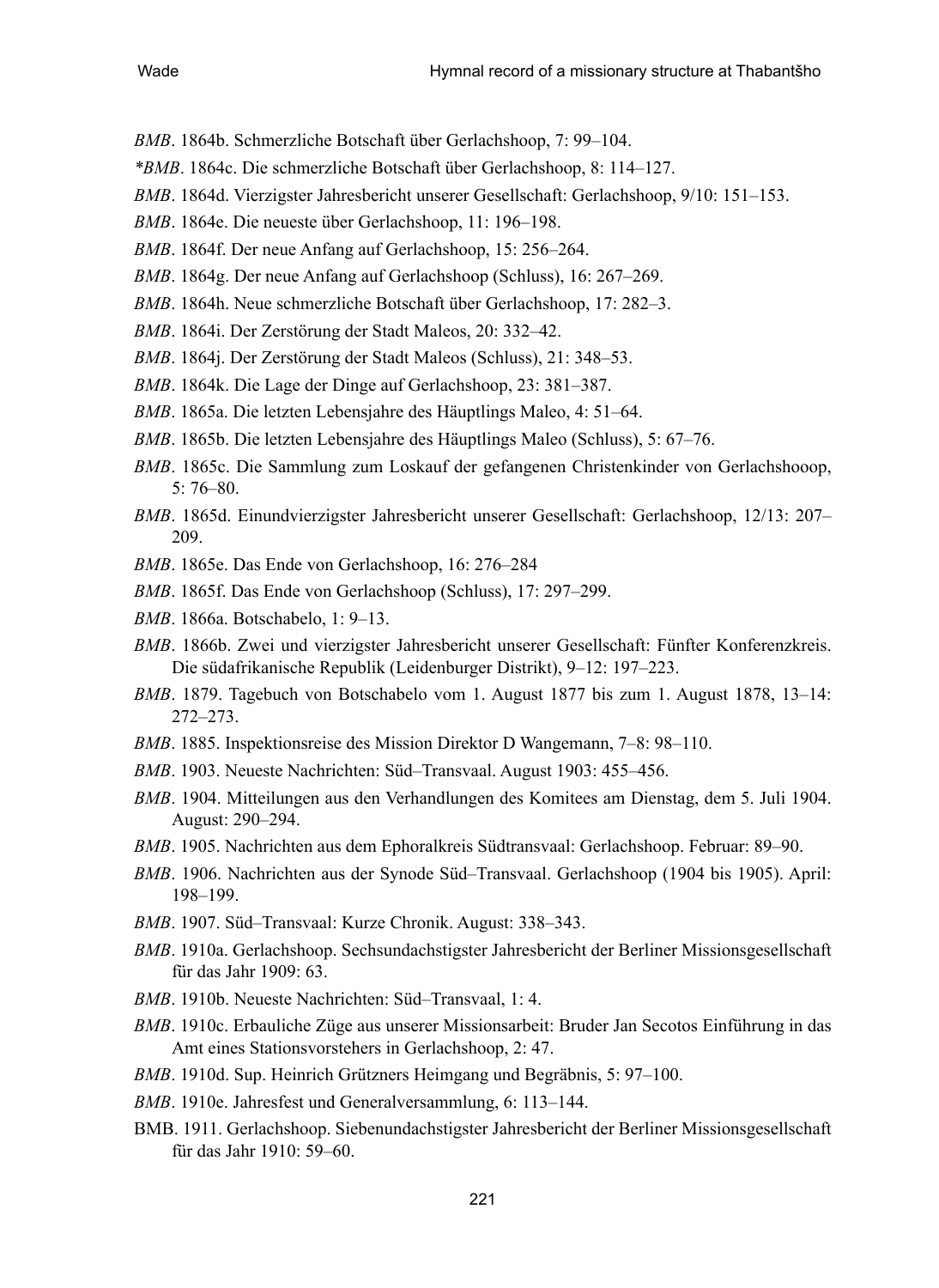*BMB*. 1864b. Schmerzliche Botschaft über Gerlachshoop, 7: 99–104.

*\*BMB*. 1864c. Die schmerzliche Botschaft über Gerlachshoop, 8: 114–127.

*BMB*. 1864d. Vierzigster Jahresbericht unserer Gesellschaft: Gerlachshoop, 9/10: 151–153.

*BMB*. 1864e. Die neueste über Gerlachshoop, 11: 196–198.

*BMB*. 1864f. Der neue Anfang auf Gerlachshoop, 15: 256–264.

*BMB*. 1864g. Der neue Anfang auf Gerlachshoop (Schluss), 16: 267–269.

*BMB*. 1864h. Neue schmerzliche Botschaft über Gerlachshoop, 17: 282–3.

*BMB*. 1864i. Der Zerstörung der Stadt Maleos, 20: 332–42.

*BMB*. 1864j. Der Zerstörung der Stadt Maleos (Schluss), 21: 348–53.

*BMB*. 1864k. Die Lage der Dinge auf Gerlachshoop, 23: 381–387.

*BMB*. 1865a. Die letzten Lebensjahre des Häuptlings Maleo, 4: 51–64.

*BMB*. 1865b. Die letzten Lebensjahre des Häuptlings Maleo (Schluss), 5: 67–76.

*BMB*. 1865c. Die Sammlung zum Loskauf der gefangenen Christenkinder von Gerlachshooop, 5: 76–80.

*BMB*. 1865d. Einundvierzigster Jahresbericht unserer Gesellschaft: Gerlachshoop, 12/13: 207–209.

*BMB*. 1865e. Das Ende von Gerlachshoop, 16: 276–284

*BMB*. 1865f. Das Ende von Gerlachshoop (Schluss), 17: 297–299.

*BMB*. 1866a. Botschabelo, 1: 9–13.

*BMB*. 1866b. Zwei und vierzigster Jahresbericht unserer Gesellschaft: Fünfter Konferenzkreis. Die südafrikanische Republik (Leidenburger Distrikt), 9–12: 197–223.

*BMB*. 1879. Tagebuch von Botschabelo vom 1. August 1877 bis zum 1. August 1878, 13–14: 272–273.

*BMB*. 1885. Inspektionsreise des Mission Direktor D Wangemann, 7–8: 98–110.

*BMB*. 1903. Neueste Nachrichten: Süd–Transvaal. August 1903: 455–456.

*BMB*. 1904. Mitteilungen aus den Verhandlungen des Komitees am Dienstag, dem 5. Juli 1904. August: 290–294.

*BMB*. 1905. Nachrichten aus dem Ephoralkreis Südtransvaal: Gerlachshoop. Februar: 89–90.

*BMB*. 1906. Nachrichten aus der Synode Süd–Transvaal. Gerlachshoop (1904 bis 1905). April: 198–199.

*BMB*. 1907. Süd–Transvaal: Kurze Chronik. August: 338–343.

*BMB*. 1910a. Gerlachshoop. Sechsundachstigster Jahresbericht der Berliner Missionsgesellschaft für das Jahr 1909: 63.

*BMB*. 1910b. Neueste Nachrichten: Süd–Transvaal, 1: 4.

*BMB*. 1910c. Erbauliche Züge aus unserer Missionsarbeit: Bruder Jan Secotos Einführung in das Amt eines Stationsvorstehers in Gerlachshoop, 2: 47.

*BMB*. 1910d. Sup. Heinrich Grützners Heimgang und Begräbnis, 5: 97–100.

*BMB*. 1910e. Jahresfest und Generalversammlung, 6: 113–144.

BMB. 1911. Gerlachshoop. Siebenundachstigster Jahresbericht der Berliner Missionsgesellschaft für das Jahr 1910: 59–60.